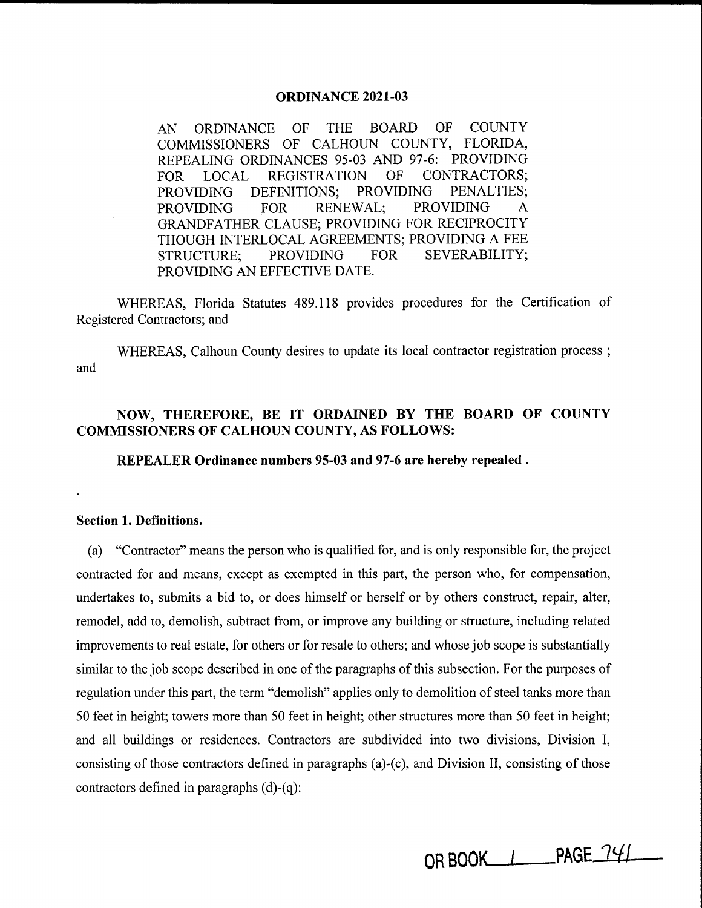# ORDINANCE 2021-03

AN ORDINANCE OF THE BOARD OF COUNTY COMMISSIONERS OF CALHOUN COUNTY, FLORIDA, REPEALING ORDINANCES 95-03 AND 97-6: PROVIDING FOR LOCAL REGISTRATION OF CONTRACTORS; PROVIDING DEFINITIONS; PROVIDING PENALTIES; PROVIDING FOR RENEWAL; PROVIDING A GRANDFATHER CLAUSE; PROVIDING FOR RECIPROCITY THOUGH INTERLOCAL AGREEMENTS; PROVIDING A FEE STRUCTURE; PROVIDING FOR SEVERABILITY; PROVIDING AN EFFECTIVE DATE.

WHEREAS, Florida Statutes 489.118 provides procedures for the Certification of Registered Contractors; and

WHEREAS, Calhoun County desires to update its local contractor registration process ; and

**NOW, THEREFORE, BE IT ORDAINED BY THE BOARD OF COUNTY COMMISSIONERS OF CALHOUN COUNTY, AS FOLLOWS:**

**REPEALER Ordinance numbers 95-03 and 97-6 are hereby repealed .**

**Section 1. Definitions.**

(a) "Contractor" means the person who is qualified for, and is only responsible for, the project contracted for and means, except as exempted in this part, the person who, for compensation, undertakes to, submits a bid to, or does himself or herself or by others construct, repair, alter, remodel, add to, demolish, subtract from, or improve any building or structure, including related improvements to real estate, for others or for resale to others; and whose job scope is substantially similar to the job scope described in one of the paragraphs of this subsection. For the purposes of regulation under this part, the term "demolish" applies only to demolition of steel tanks more than 50 feet in height; towers more than 50 feet in height; other structures more than 50 feet in height; and all buildings or residences. Contractors are subdivided into two divisions, Division I, consisting of those contractors defined in paragraphs (a)-(c), and Division II, consisting of those contractors defined in paragraphs (d)-(q):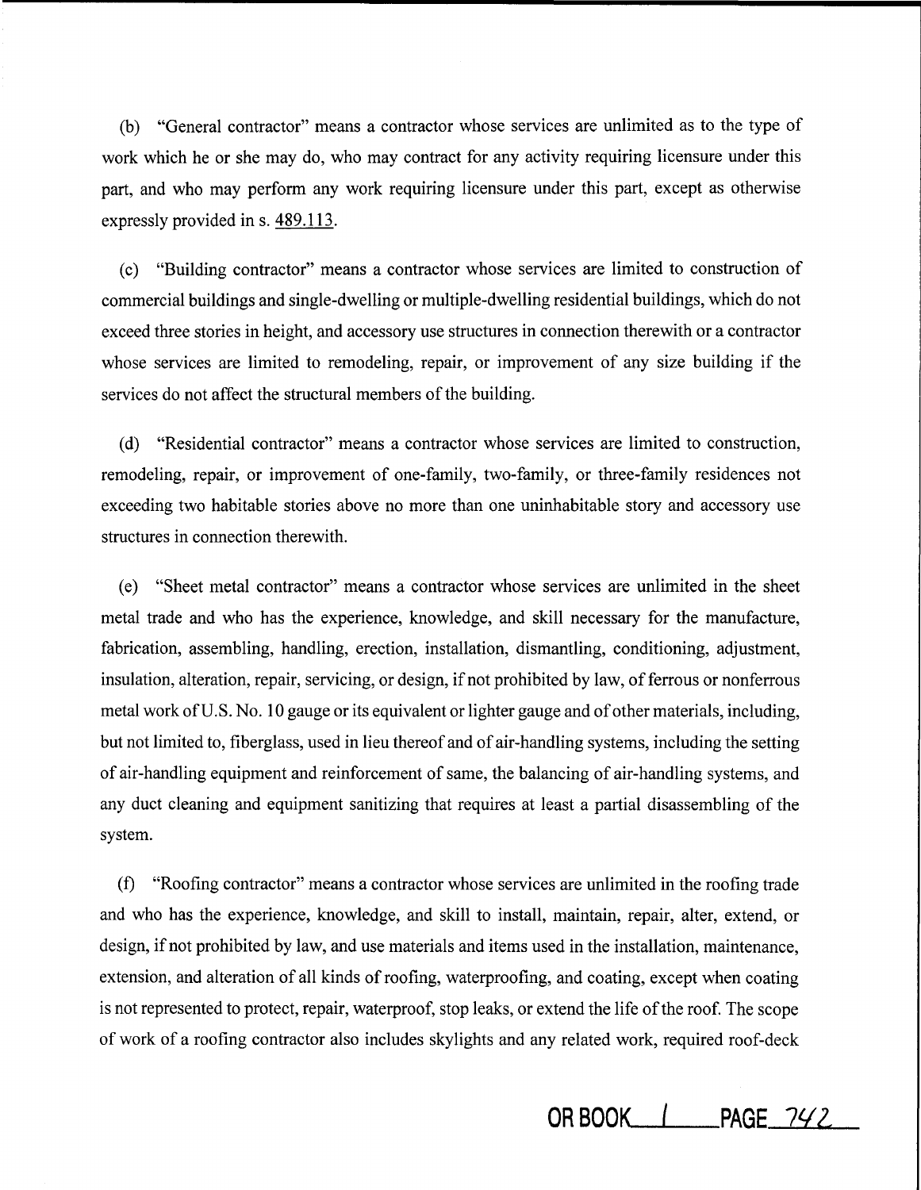(b) "General contractor" means a contractor whose services are unlimited as to the type of work which he or she may do, who may contract for any activity requiring licensure under this part, and who may perform any work requiring licensure under this part, except as otherwise expressly provided in s. 489.113.

(c) "Building contractor" means a contractor whose services are limited to construction of commercial buildings and single-dwelling or multiple-dwelling residential buildings, which do not exceed three stories in height, and accessory use structures in connection therewith or a contractor whose services are limited to remodeling, repair, or improvement of any size building if the services do not affect the structural members of the building.

(d) "Residential contractor" means a contractor whose services are limited to construction, remodeling, repair, or improvement of one-family, two-family, or three-family residences not exceeding two habitable stories above no more than one uninhabitable story and accessory use structures in connection therewith.

(e) "Sheet metal contractor" means a contractor whose services are unlimited in the sheet metal trade and who has the experience, knowledge, and skill necessary for the manufacture, fabrication, assembling, handling, erection, installation, dismantling, conditioning, adjustment, insulation, alteration, repair, servicing, or design, if not prohibited by law, of ferrous or nonferrous metal work of U.S. No. 10 gauge or its equivalent or lighter gauge and of other materials, including, but not limited to, fiberglass, used in lieu thereof and of air-handling systems, including the setting of air-handling equipment and reinforcement of same, the balancing of air-handling systems, and any duct cleaning and equipment sanitizing that requires at least a partial disassembling of the system.

(f) "Roofing contractor" means a contractor whose services are unlimited in the roofing trade and who has the experience, knowledge, and skill to install, maintain, repair, alter, extend, or design, if not prohibited by law, and use materials and items used in the installation, maintenance, extension, and alteration of all kinds of roofing, waterproofing, and coating, except when coating is not represented to protect, repair, waterproof, stop leaks, or extend the life of the roof. The scope of work of a roofing contractor also includes skylights and any related work, required roof-deck

OR BOOK 1 PAGE 742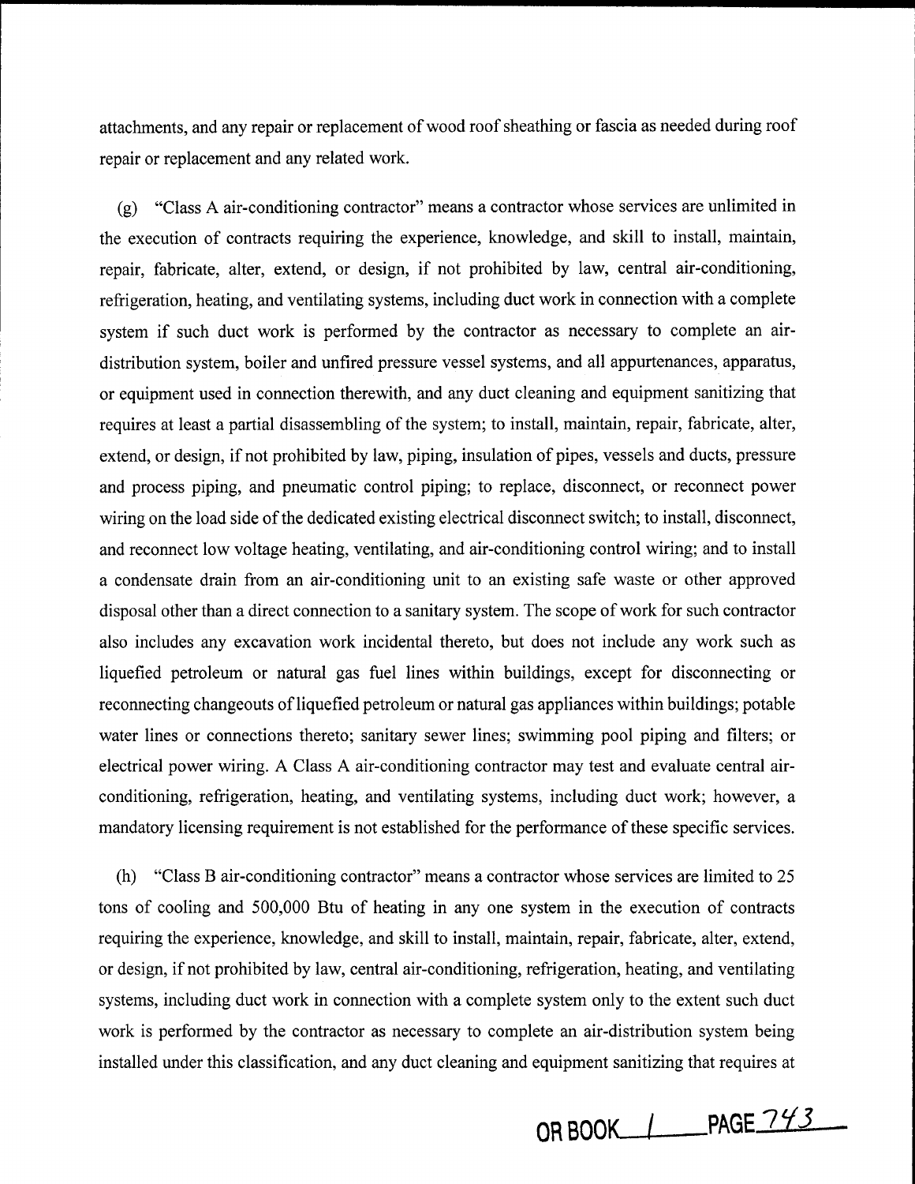attachments, and any repair or replacement of wood roof sheathing or fascia as needed during roof repair or replacement and any related work.

(g) "Class A air-conditioning contractor" means a contractor whose services are unlimited in the execution of contracts requiring the experience, knowledge, and skill to install, maintain, repair, fabricate, alter, extend, or design, if not prohibited by law, central air-conditioning, refrigeration, heating, and ventilating systems, including duct work in connection with a complete system if such duct work is performed by the contractor as necessary to complete an air-distribution system, boiler and unfired pressure vessel systems, and all appurtenances, apparatus, or equipment used in connection therewith, and any duct cleaning and equipment sanitizing that requires at least a partial disassembling of the system; to install, maintain, repair, fabricate, alter, extend, or design, if not prohibited by law, piping, insulation of pipes, vessels and ducts, pressure and process piping, and pneumatic control piping; to replace, disconnect, or reconnect power wiring on the load side of the dedicated existing electrical disconnect switch; to install, disconnect, and reconnect low voltage heating, ventilating, and air-conditioning control wiring; and to install a condensate drain from an air-conditioning unit to an existing safe waste or other approved disposal other than a direct connection to a sanitary system. The scope of work for such contractor also includes any excavation work incidental thereto, but does not include any work such as liquefied petroleum or natural gas fuel lines within buildings, except for disconnecting or reconnecting changeouts of liquefied petroleum or natural gas appliances within buildings; potable water lines or connections thereto; sanitary sewer lines; swimming pool piping and filters; or electrical power wiring. A Class A air-conditioning contractor may test and evaluate central air-conditioning, refrigeration, heating, and ventilating systems, including duct work; however, a mandatory licensing requirement is not established for the performance of these specific services.

(h) "Class B air-conditioning contractor" means a contractor whose services are limited to 25 tons of cooling and 500,000 Btu of heating in any one system in the execution of contracts requiring the experience, knowledge, and skill to install, maintain, repair, fabricate, alter, extend, or design, if not prohibited by law, central air-conditioning, refrigeration, heating, and ventilating systems, including duct work in connection with a complete system only to the extent such duct work is performed by the contractor as necessary to complete an air-distribution system being installed under this classification, and any duct cleaning and equipment sanitizing that requires at

OR BOOK 1 PAGE 743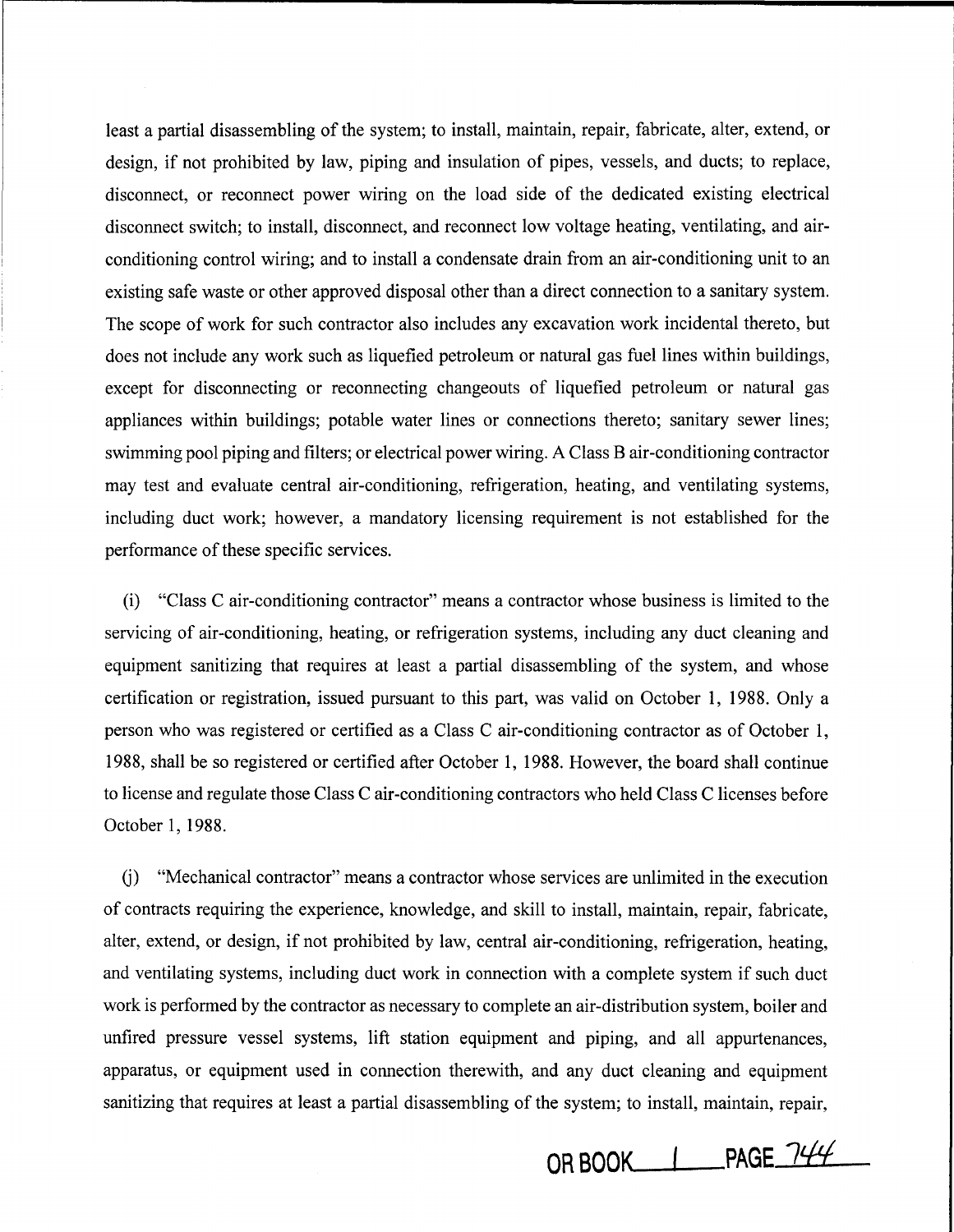least a partial disassembling of the system; to install, maintain, repair, fabricate, alter, extend, or design, if not prohibited by law, piping and insulation of pipes, vessels, and ducts; to replace, disconnect, or reconnect power wiring on the load side of the dedicated existing electrical disconnect switch; to install, disconnect, and reconnect low voltage heating, ventilating, and air-conditioning control wiring; and to install a condensate drain from an air-conditioning unit to an existing safe waste or other approved disposal other than a direct connection to a sanitary system. The scope of work for such contractor also includes any excavation work incidental thereto, but does not include any work such as liquefied petroleum or natural gas fuel lines within buildings, except for disconnecting or reconnecting changeouts of liquefied petroleum or natural gas appliances within buildings; potable water lines or connections thereto; sanitary sewer lines; swimming pool piping and filters; or electrical power wiring. A Class B air-conditioning contractor may test and evaluate central air-conditioning, refrigeration, heating, and ventilating systems, including duct work; however, a mandatory licensing requirement is not established for the performance of these specific services.

(i) "Class C air-conditioning contractor" means a contractor whose business is limited to the servicing of air-conditioning, heating, or refrigeration systems, including any duct cleaning and equipment sanitizing that requires at least a partial disassembling of the system, and whose certification or registration, issued pursuant to this part, was valid on October 1, 1988. Only a person who was registered or certified as a Class C air-conditioning contractor as of October 1, 1988, shall be so registered or certified after October 1, 1988. However, the board shall continue to license and regulate those Class C air-conditioning contractors who held Class C licenses before October 1, 1988.

(j) "Mechanical contractor" means a contractor whose services are unlimited in the execution of contracts requiring the experience, knowledge, and skill to install, maintain, repair, fabricate, alter, extend, or design, if not prohibited by law, central air-conditioning, refrigeration, heating, and ventilating systems, including duct work in connection with a complete system if such duct work is performed by the contractor as necessary to complete an air-distribution system, boiler and unfired pressure vessel systems, lift station equipment and piping, and all appurtenances, apparatus, or equipment used in connection therewith, and any duct cleaning and equipment sanitizing that requires at least a partial disassembling of the system; to install, maintain, repair,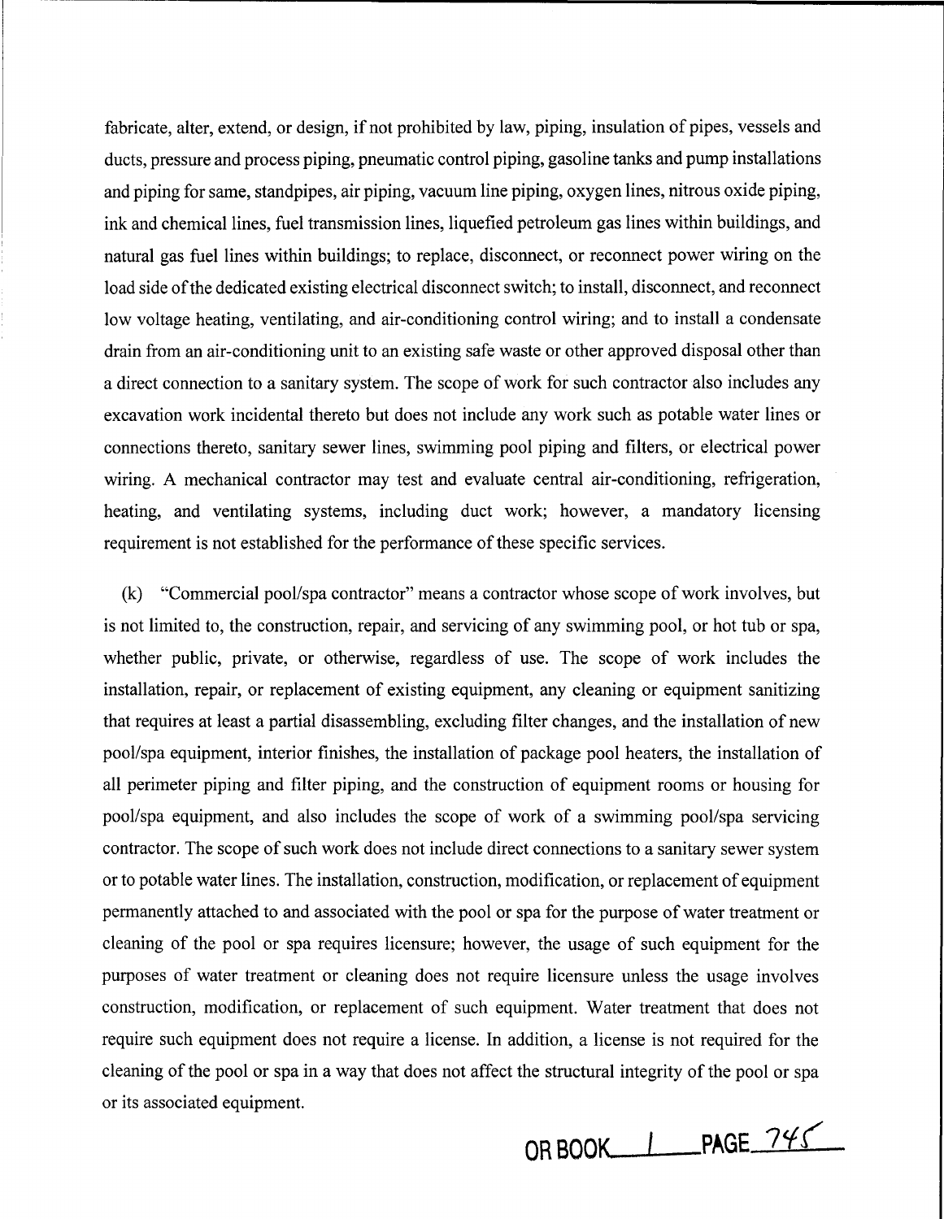fabricate, alter, extend, or design, if not prohibited by law, piping, insulation of pipes, vessels and ducts, pressure and process piping, pneumatic control piping, gasoline tanks and pump installations and piping for same, standpipes, air piping, vacuum line piping, oxygen lines, nitrous oxide piping, ink and chemical lines, fuel transmission lines, liquefied petroleum gas lines within buildings, and natural gas fuel lines within buildings; to replace, disconnect, or reconnect power wiring on the load side of the dedicated existing electrical disconnect switch; to install, disconnect, and reconnect low voltage heating, ventilating, and air-conditioning control wiring; and to install a condensate drain from an air-conditioning unit to an existing safe waste or other approved disposal other than a direct connection to a sanitary system. The scope of work for such contractor also includes any excavation work incidental thereto but does not include any work such as potable water lines or connections thereto, sanitary sewer lines, swimming pool piping and filters, or electrical power wiring. A mechanical contractor may test and evaluate central air-conditioning, refrigeration, heating, and ventilating systems, including duct work; however, a mandatory licensing requirement is not established for the performance of these specific services.

(k) "Commercial pool/spa contractor" means a contractor whose scope of work involves, but is not limited to, the construction, repair, and servicing of any swimming pool, or hot tub or spa, whether public, private, or otherwise, regardless of use. The scope of work includes the installation, repair, or replacement of existing equipment, any cleaning or equipment sanitizing that requires at least a partial disassembling, excluding filter changes, and the installation of new pool/spa equipment, interior finishes, the installation of package pool heaters, the installation of all perimeter piping and filter piping, and the construction of equipment rooms or housing for pool/spa equipment, and also includes the scope of work of a swimming pool/spa servicing contractor. The scope of such work does not include direct connections to a sanitary sewer system or to potable water lines. The installation, construction, modification, or replacement of equipment permanently attached to and associated with the pool or spa for the purpose of water treatment or cleaning of the pool or spa requires licensure; however, the usage of such equipment for the purposes of water treatment or cleaning does not require licensure unless the usage involves construction, modification, or replacement of such equipment. Water treatment that does not require such equipment does not require a license. In addition, a license is not required for the cleaning of the pool or spa in a way that does not affect the structural integrity of the pool or spa or its associated equipment.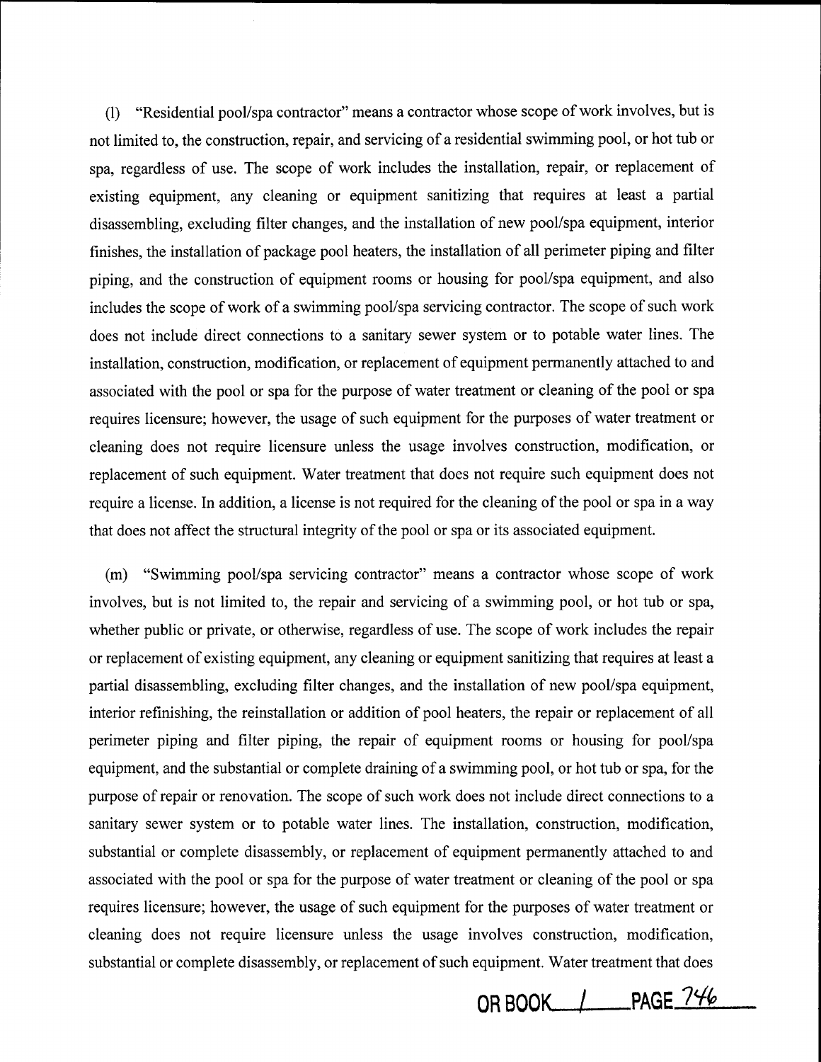(l) "Residential pool/spa contractor" means a contractor whose scope of work involves, but is not limited to, the construction, repair, and servicing of a residential swimming pool, or hot tub or spa, regardless of use. The scope of work includes the installation, repair, or replacement of existing equipment, any cleaning or equipment sanitizing that requires at least a partial disassembling, excluding filter changes, and the installation of new pool/spa equipment, interior finishes, the installation of package pool heaters, the installation of all perimeter piping and filter piping, and the construction of equipment rooms or housing for pool/spa equipment, and also includes the scope of work of a swimming pool/spa servicing contractor. The scope of such work does not include direct connections to a sanitary sewer system or to potable water lines. The installation, construction, modification, or replacement of equipment permanently attached to and associated with the pool or spa for the purpose of water treatment or cleaning of the pool or spa requires licensure; however, the usage of such equipment for the purposes of water treatment or cleaning does not require licensure unless the usage involves construction, modification, or replacement of such equipment. Water treatment that does not require such equipment does not require a license. In addition, a license is not required for the cleaning of the pool or spa in a way that does not affect the structural integrity of the pool or spa or its associated equipment.

(m) "Swimming pool/spa servicing contractor" means a contractor whose scope of work involves, but is not limited to, the repair and servicing of a swimming pool, or hot tub or spa, whether public or private, or otherwise, regardless of use. The scope of work includes the repair or replacement of existing equipment, any cleaning or equipment sanitizing that requires at least a partial disassembling, excluding filter changes, and the installation of new pool/spa equipment, interior refinishing, the reinstallation or addition of pool heaters, the repair or replacement of all perimeter piping and filter piping, the repair of equipment rooms or housing for pool/spa equipment, and the substantial or complete draining of a swimming pool, or hot tub or spa, for the purpose of repair or renovation. The scope of such work does not include direct connections to a sanitary sewer system or to potable water lines. The installation, construction, modification, substantial or complete disassembly, or replacement of equipment permanently attached to and associated with the pool or spa for the purpose of water treatment or cleaning of the pool or spa requires licensure; however, the usage of such equipment for the purposes of water treatment or cleaning does not require licensure unless the usage involves construction, modification, substantial or complete disassembly, or replacement of such equipment. Water treatment that does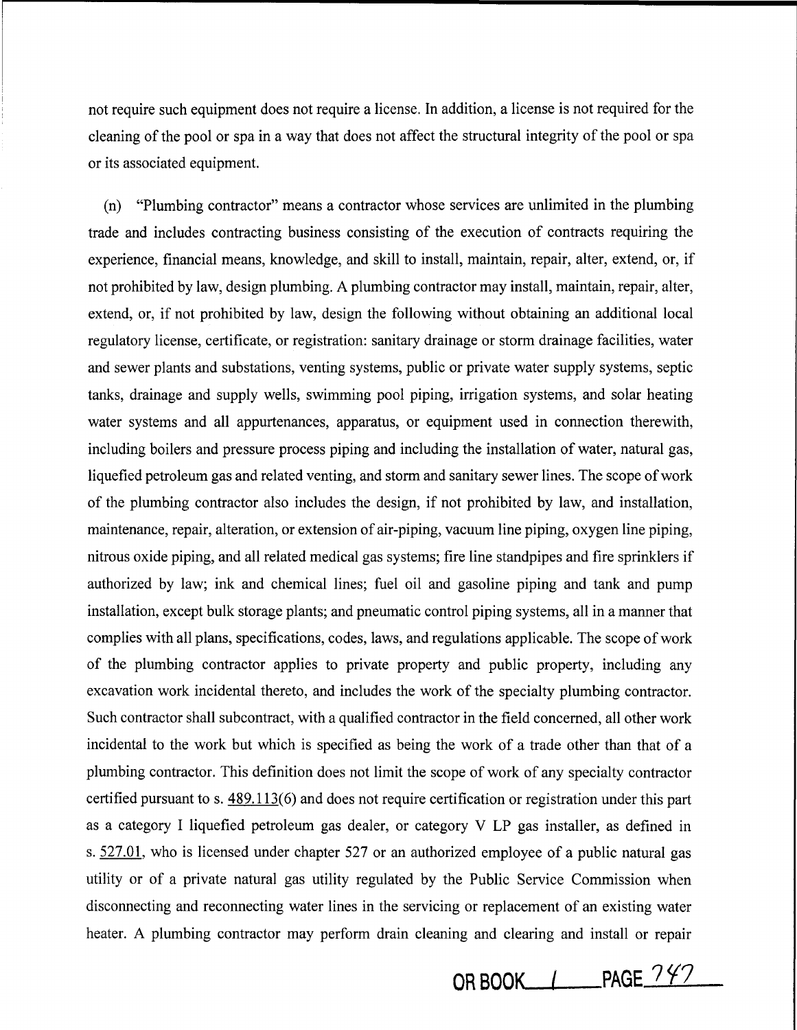not require such equipment does not require a license. In addition, a license is not required for the cleaning of the pool or spa in a way that does not affect the structural integrity of the pool or spa or its associated equipment.

(n) "Plumbing contractor" means a contractor whose services are unlimited in the plumbing trade and includes contracting business consisting of the execution of contracts requiring the experience, financial means, knowledge, and skill to install, maintain, repair, alter, extend, or, if not prohibited by law, design plumbing. A plumbing contractor may install, maintain, repair, alter, extend, or, if not prohibited by law, design the following without obtaining an additional local regulatory license, certificate, or registration: sanitary drainage or storm drainage facilities, water and sewer plants and substations, venting systems, public or private water supply systems, septic tanks, drainage and supply wells, swimming pool piping, irrigation systems, and solar heating water systems and all appurtenances, apparatus, or equipment used in connection therewith, including boilers and pressure process piping and including the installation of water, natural gas, liquefied petroleum gas and related venting, and storm and sanitary sewer lines. The scope of work of the plumbing contractor also includes the design, if not prohibited by law, and installation, maintenance, repair, alteration, or extension of air-piping, vacuum line piping, oxygen line piping, nitrous oxide piping, and all related medical gas systems; fire line standpipes and fire sprinklers if authorized by law; ink and chemical lines; fuel oil and gasoline piping and tank and pump installation, except bulk storage plants; and pneumatic control piping systems, all in a manner that complies with all plans, specifications, codes, laws, and regulations applicable. The scope of work of the plumbing contractor applies to private property and public property, including any excavation work incidental thereto, and includes the work of the specialty plumbing contractor. Such contractor shall subcontract, with a qualified contractor in the field concerned, all other work incidental to the work but which is specified as being the work of a trade other than that of a plumbing contractor. This definition does not limit the scope of work of any specialty contractor certified pursuant to s. 489.113(6) and does not require certification or registration under this part as a category I liquefied petroleum gas dealer, or category V LP gas installer, as defined in s. 527.01, who is licensed under chapter 527 or an authorized employee of a public natural gas utility or of a private natural gas utility regulated by the Public Service Commission when disconnecting and reconnecting water lines in the servicing or replacement of an existing water heater. A plumbing contractor may perform drain cleaning and clearing and install or repair

OR BOOK 1 PAGE 747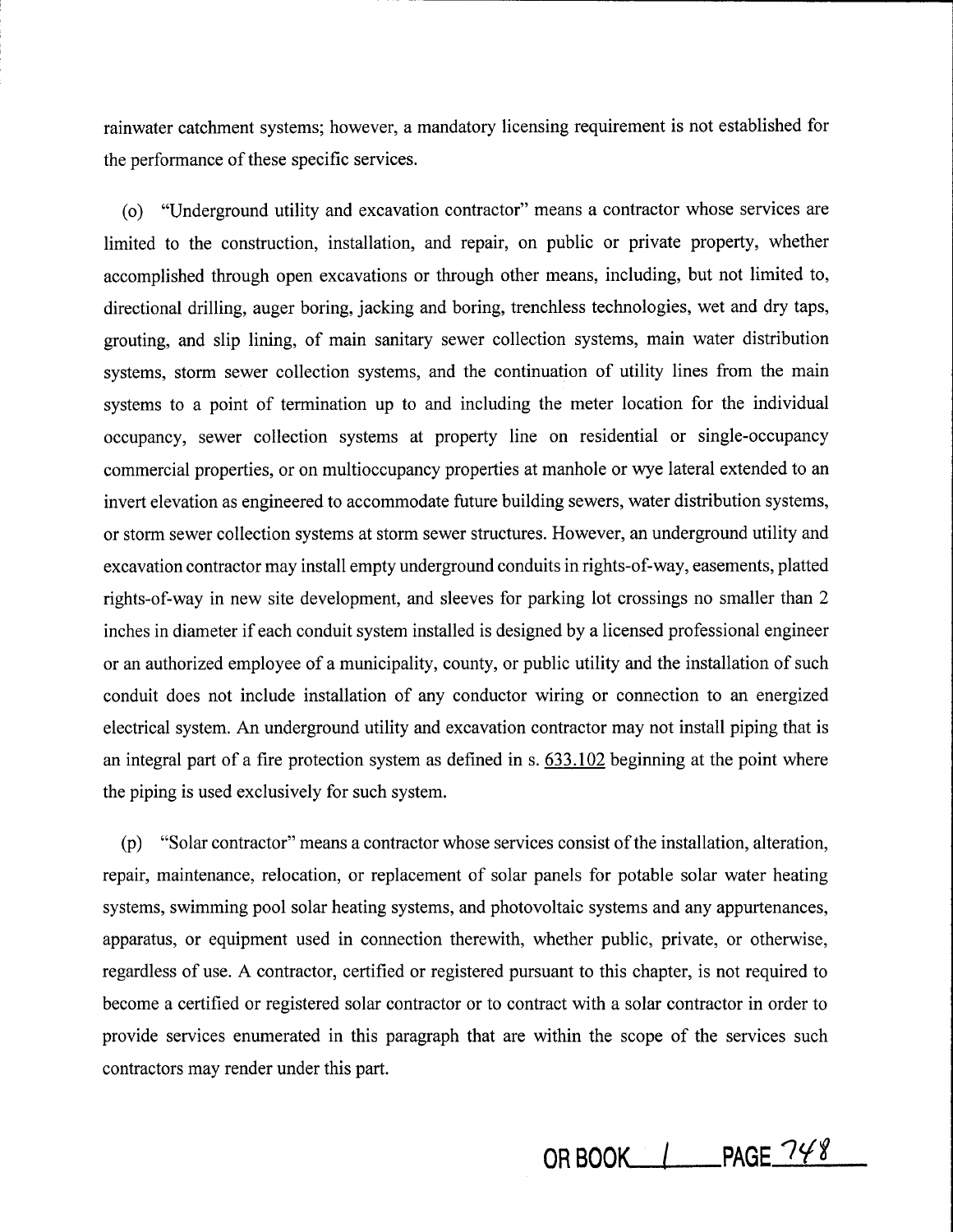rainwater catchment systems; however, a mandatory licensing requirement is not established for the performance of these specific services.

(o) "Underground utility and excavation contractor" means a contractor whose services are limited to the construction, installation, and repair, on public or private property, whether accomplished through open excavations or through other means, including, but not limited to, directional drilling, auger boring, jacking and boring, trenchless technologies, wet and dry taps, grouting, and slip lining, of main sanitary sewer collection systems, main water distribution systems, storm sewer collection systems, and the continuation of utility lines from the main systems to a point of termination up to and including the meter location for the individual occupancy, sewer collection systems at property line on residential or single-occupancy commercial properties, or on multioccupancy properties at manhole or wye lateral extended to an invert elevation as engineered to accommodate future building sewers, water distribution systems, or storm sewer collection systems at storm sewer structures. However, an underground utility and excavation contractor may install empty underground conduits in rights-of-way, easements, platted rights-of-way in new site development, and sleeves for parking lot crossings no smaller than 2 inches in diameter if each conduit system installed is designed by a licensed professional engineer or an authorized employee of a municipality, county, or public utility and the installation of such conduit does not include installation of any conductor wiring or connection to an energized electrical system. An underground utility and excavation contractor may not install piping that is an integral part of a fire protection system as defined in s. 633.102 beginning at the point where the piping is used exclusively for such system.

(p) "Solar contractor" means a contractor whose services consist of the installation, alteration, repair, maintenance, relocation, or replacement of solar panels for potable solar water heating systems, swimming pool solar heating systems, and photovoltaic systems and any appurtenances, apparatus, or equipment used in connection therewith, whether public, private, or otherwise, regardless of use. A contractor, certified or registered pursuant to this chapter, is not required to become a certified or registered solar contractor or to contract with a solar contractor in order to provide services enumerated in this paragraph that are within the scope of the services such contractors may render under this part.

OR BOOK 1 PAGE 748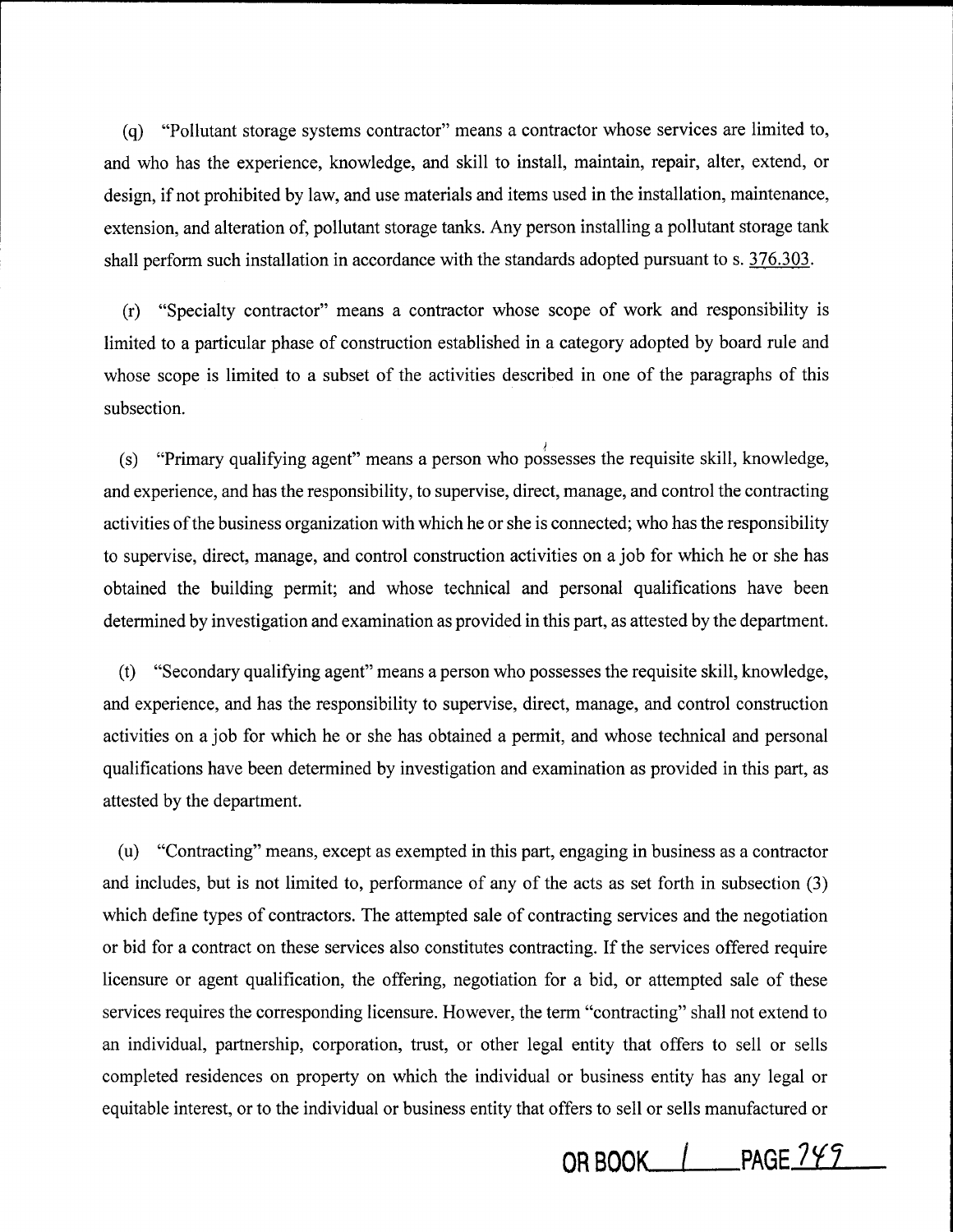(q) "Pollutant storage systems contractor" means a contractor whose services are limited to, and who has the experience, knowledge, and skill to install, maintain, repair, alter, extend, or design, if not prohibited by law, and use materials and items used in the installation, maintenance, extension, and alteration of, pollutant storage tanks. Any person installing a pollutant storage tank shall perform such installation in accordance with the standards adopted pursuant to s. 376.303.

(r) "Specialty contractor" means a contractor whose scope of work and responsibility is limited to a particular phase of construction established in a category adopted by board rule and whose scope is limited to a subset of the activities described in one of the paragraphs of this subsection.

(s) "Primary qualifying agent" means a person who possesses the requisite skill, knowledge, and experience, and has the responsibility, to supervise, direct, manage, and control the contracting activities of the business organization with which he or she is connected; who has the responsibility to supervise, direct, manage, and control construction activities on a job for which he or she has obtained the building permit; and whose technical and personal qualifications have been determined by investigation and examination as provided in this part, as attested by the department.

(t) "Secondary qualifying agent" means a person who possesses the requisite skill, knowledge, and experience, and has the responsibility to supervise, direct, manage, and control construction activities on a job for which he or she has obtained a permit, and whose technical and personal qualifications have been determined by investigation and examination as provided in this part, as attested by the department.

(u) "Contracting" means, except as exempted in this part, engaging in business as a contractor and includes, but is not limited to, performance of any of the acts as set forth in subsection (3) which define types of contractors. The attempted sale of contracting services and the negotiation or bid for a contract on these services also constitutes contracting. If the services offered require licensure or agent qualification, the offering, negotiation for a bid, or attempted sale of these services requires the corresponding licensure. However, the term "contracting" shall not extend to an individual, partnership, corporation, trust, or other legal entity that offers to sell or sells completed residences on property on which the individual or business entity has any legal or equitable interest, or to the individual or business entity that offers to sell or sells manufactured or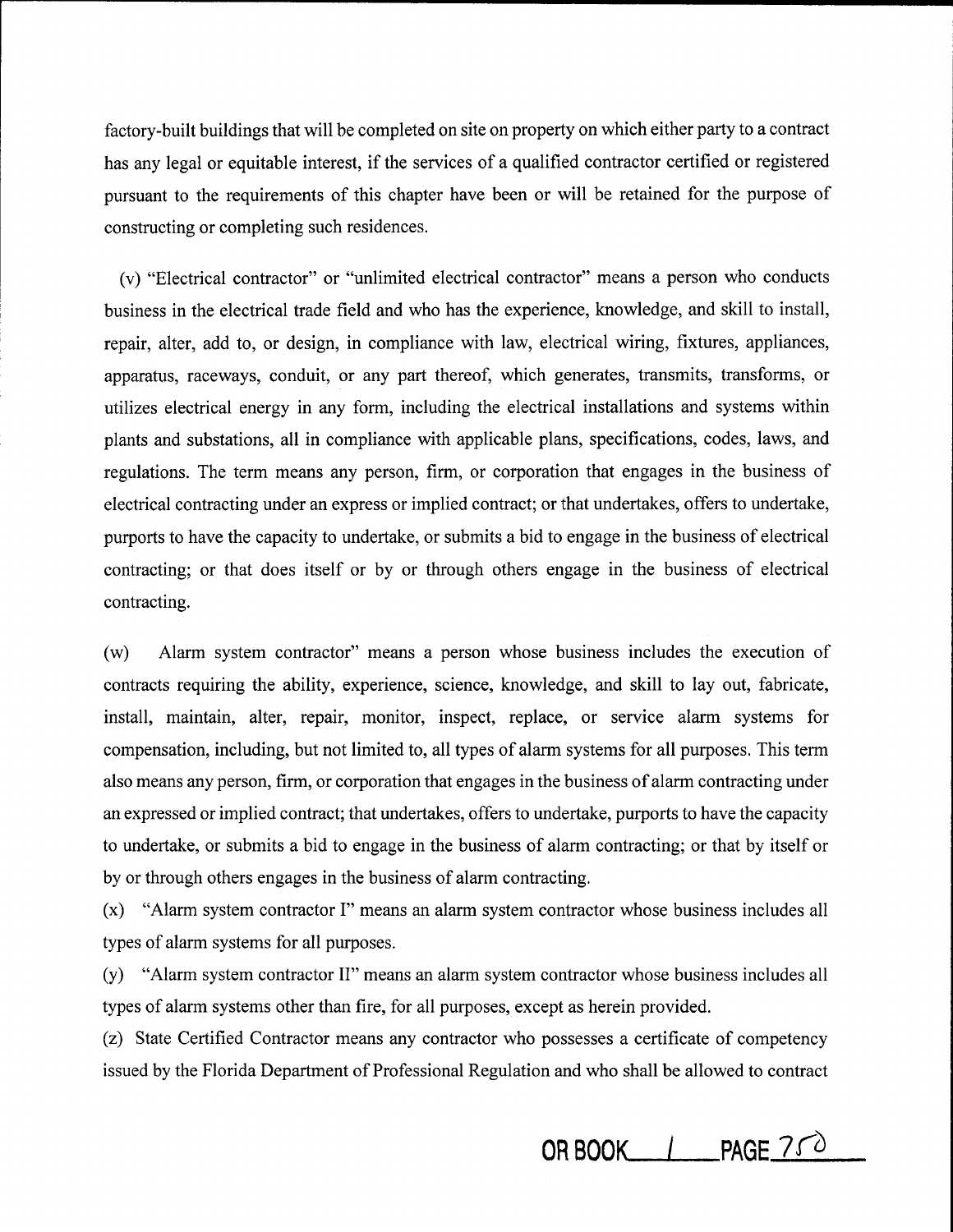factory-built buildings that will be completed on site on property on which either party to a contract has any legal or equitable interest, if the services of a qualified contractor certified or registered pursuant to the requirements of this chapter have been or will be retained for the purpose of constructing or completing such residences.

(v) "Electrical contractor" or "unlimited electrical contractor" means a person who conducts business in the electrical trade field and who has the experience, knowledge, and skill to install, repair, alter, add to, or design, in compliance with law, electrical wiring, fixtures, appliances, apparatus, raceways, conduit, or any part thereof, which generates, transmits, transforms, or utilizes electrical energy in any form, including the electrical installations and systems within plants and substations, all in compliance with applicable plans, specifications, codes, laws, and regulations. The term means any person, firm, or corporation that engages in the business of electrical contracting under an express or implied contract; or that undertakes, offers to undertake, purports to have the capacity to undertake, or submits a bid to engage in the business of electrical contracting; or that does itself or by or through others engage in the business of electrical contracting.

(w) Alarm system contractor" means a person whose business includes the execution of contracts requiring the ability, experience, science, knowledge, and skill to lay out, fabricate, install, maintain, alter, repair, monitor, inspect, replace, or service alarm systems for compensation, including, but not limited to, all types of alarm systems for all purposes. This term also means any person, firm, or corporation that engages in the business of alarm contracting under an expressed or implied contract; that undertakes, offers to undertake, purports to have the capacity to undertake, or submits a bid to engage in the business of alarm contracting; or that by itself or by or through others engages in the business of alarm contracting.

(x) "Alarm system contractor I" means an alarm system contractor whose business includes all types of alarm systems for all purposes.

(y) "Alarm system contractor II" means an alarm system contractor whose business includes all types of alarm systems other than fire, for all purposes, except as herein provided.

(z) State Certified Contractor means any contractor who possesses a certificate of competency issued by the Florida Department of Professional Regulation and who shall be allowed to contract

OR BOOK 1 PAGE 750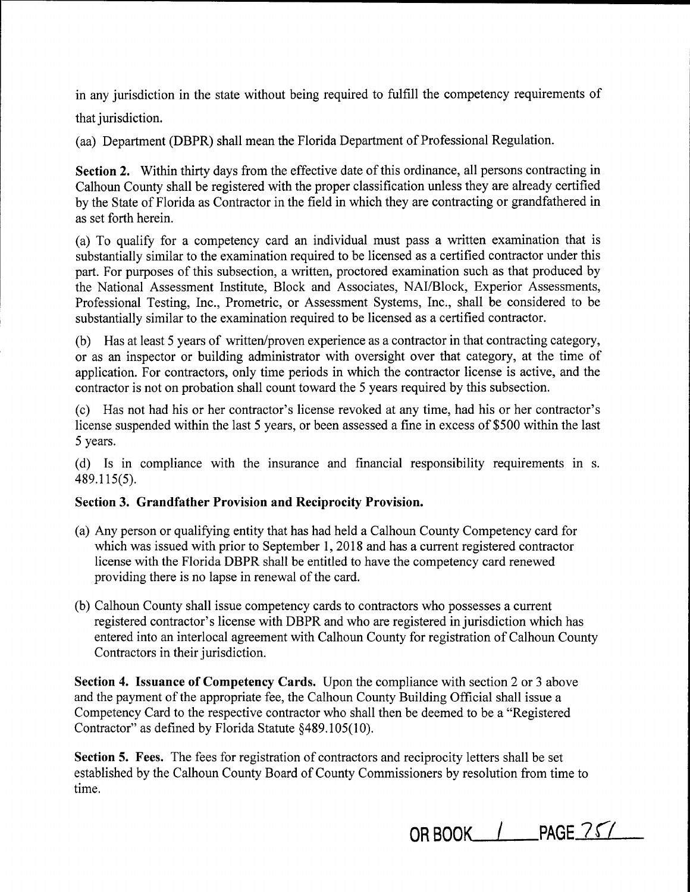in any jurisdiction in the state without being required to fulfill the competency requirements of that jurisdiction.

(aa) Department (DBPR) shall mean the Florida Department of Professional Regulation.

**Section 2.** Within thirty days from the effective date of this ordinance, all persons contracting in Calhoun County shall be registered with the proper classification unless they are already certified by the State of Florida as Contractor in the field in which they are contracting or grandfathered in as set forth herein.

(a) To qualify for a competency card an individual must pass a written examination that is substantially similar to the examination required to be licensed as a certified contractor under this part. For purposes of this subsection, a written, proctored examination such as that produced by the National Assessment Institute, Block and Associates, NAI/Block, Experior Assessments, Professional Testing, Inc., Prometric, or Assessment Systems, Inc., shall be considered to be substantially similar to the examination required to be licensed as a certified contractor.

(b) Has at least 5 years of written/proven experience as a contractor in that contracting category, or as an inspector or building administrator with oversight over that category, at the time of application. For contractors, only time periods in which the contractor license is active, and the contractor is not on probation shall count toward the 5 years required by this subsection.

(c) Has not had his or her contractor's license revoked at any time, had his or her contractor's license suspended within the last 5 years, or been assessed a fine in excess of $500 within the last 5 years.

(d) Is in compliance with the insurance and financial responsibility requirements in s. 489.115(5).

**Section 3. Grandfather Provision and Reciprocity Provision.**

(a) Any person or qualifying entity that has had held a Calhoun County Competency card for which was issued with prior to September 1, 2018 and has a current registered contractor license with the Florida DBPR shall be entitled to have the competency card renewed providing there is no lapse in renewal of the card.

(b) Calhoun County shall issue competency cards to contractors who possesses a current registered contractor's license with DBPR and who are registered in jurisdiction which has entered into an interlocal agreement with Calhoun County for registration of Calhoun County Contractors in their jurisdiction.

**Section 4. Issuance of Competency Cards.** Upon the compliance with section 2 or 3 above and the payment of the appropriate fee, the Calhoun County Building Official shall issue a Competency Card to the respective contractor who shall then be deemed to be a "Registered Contractor" as defined by Florida Statute §489.105(10).

**Section 5. Fees.** The fees for registration of contractors and reciprocity letters shall be set established by the Calhoun County Board of County Commissioners by resolution from time to time.

OR BOOK 1 PAGE 751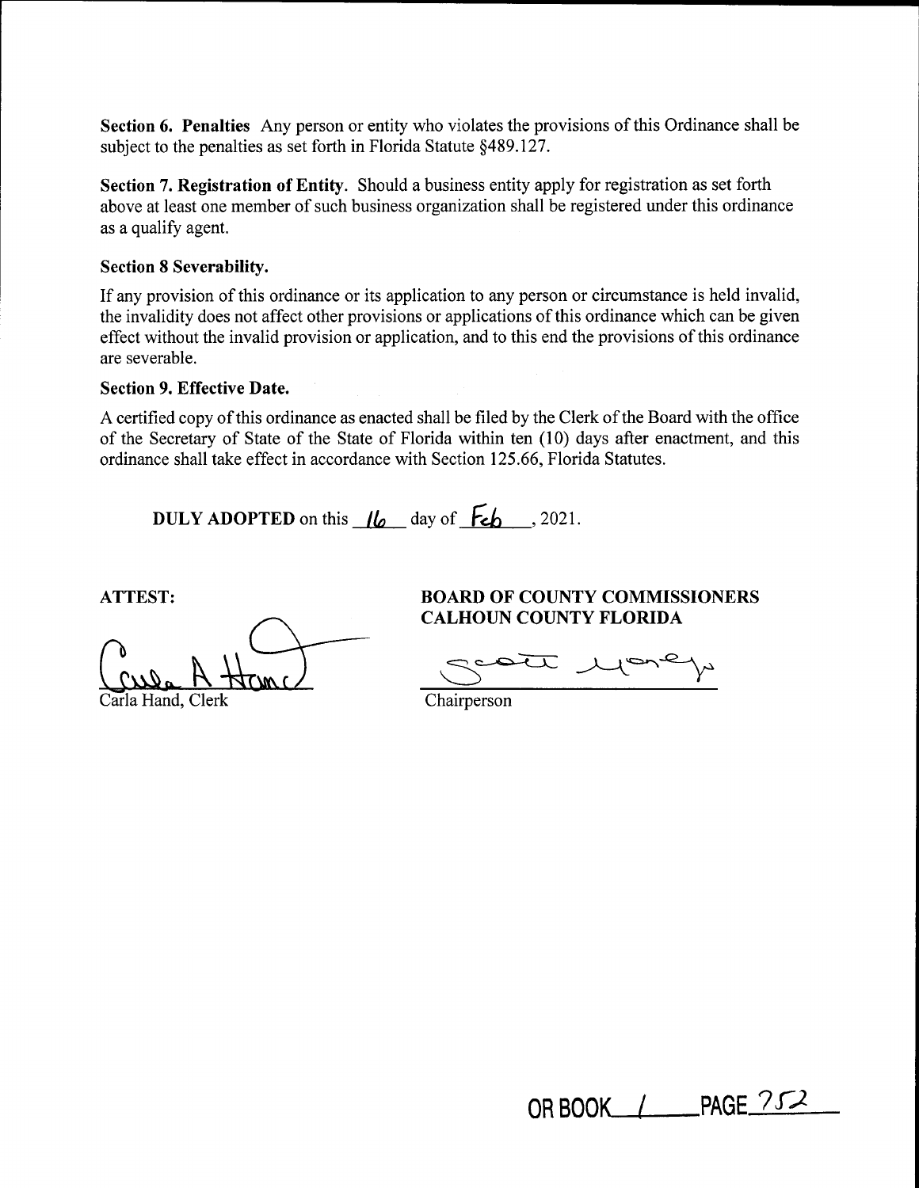**Section 6. Penalties** Any person or entity who violates the provisions of this Ordinance shall be subject to the penalties as set forth in Florida Statute §489.127.

**Section 7. Registration of Entity.** Should a business entity apply for registration as set forth above at least one member of such business organization shall be registered under this ordinance as a qualify agent.

**Section 8 Severability.**

If any provision of this ordinance or its application to any person or circumstance is held invalid, the invalidity does not affect other provisions or applications of this ordinance which can be given effect without the invalid provision or application, and to this end the provisions of this ordinance are severable.

**Section 9. Effective Date.**

A certified copy of this ordinance as enacted shall be filed by the Clerk of the Board with the office of the Secretary of State of the State of Florida within ten (10) days after enactment, and this ordinance shall take effect in accordance with Section 125.66, Florida Statutes.

**DULY ADOPTED** on this 16 day of Feb, 2021.

**ATTEST:**

Carla A Hand

Carla Hand, Clerk

**BOARD OF COUNTY COMMISSIONERS CALHOUN COUNTY FLORIDA**

Scott Money

Chairperson

OR BOOK 1 PAGE 752